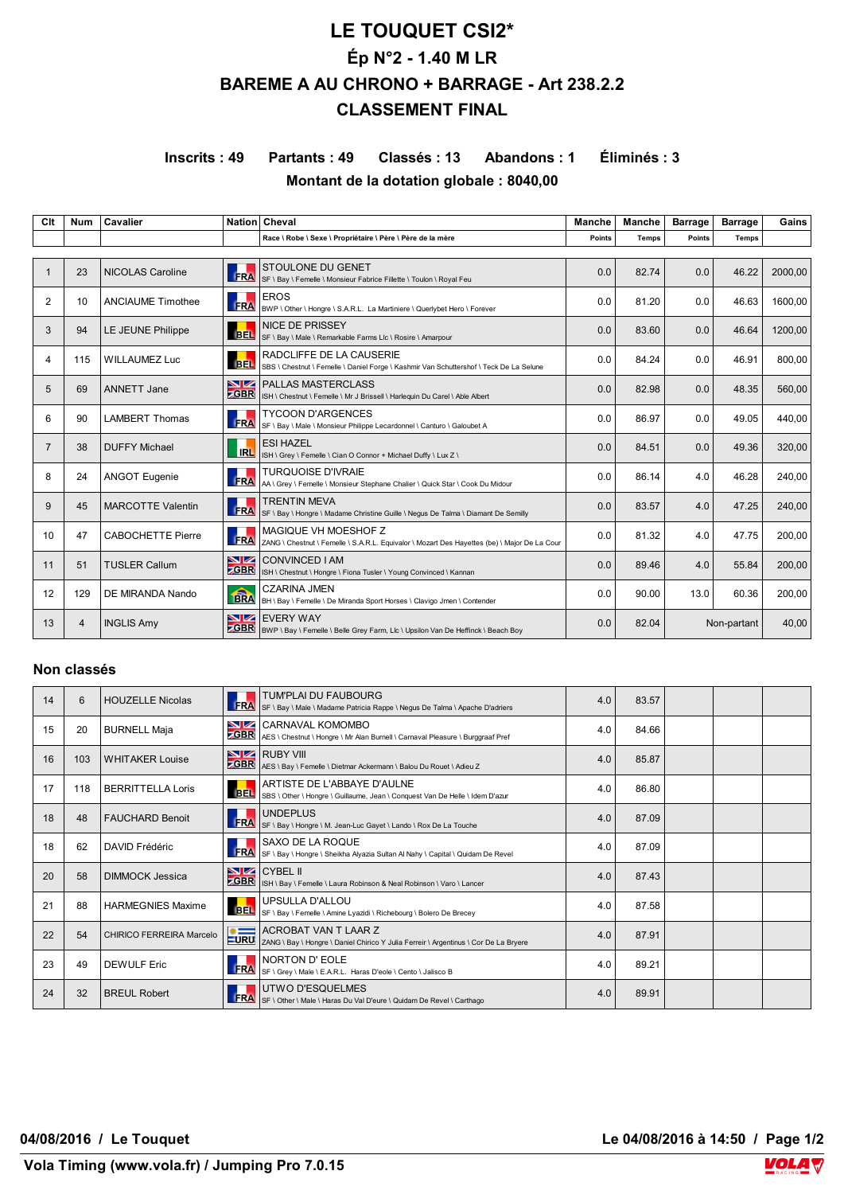# LE TOUQUET CSI2*

## Ép N°2 - 1.40 M LR

## BAREME A AU CHRONO + BARRAGE - Art 238.2.2

## CLASSEMENT FINAL

**Inscrits : 49 Partants : 49 Classés : 13 Abandons : 1 Éliminés : 3**

**Montant de la dotation globale : 8040,00**

| Clt | Num | Cavalier | Nation | Cheval<br>Race \ Robe \ Sexe \ Propriétaire \ Père \ Père de la mère | Manche Points | Manche Temps | Barrage Points | Barrage Temps | Gains |
|---|---|---|---|---|---|---|---|---|---|
| 1 | 23 | NICOLAS Caroline | FRA | STOULONE DU GENET<br>SF \ Bay \ Femelle \ Monsieur Fabrice Fillette \ Toulon \ Royal Feu | 0.0 | 82.74 | 0.0 | 46.22 | 2000,00 |
| 2 | 10 | ANCIAUME Timothee | FRA | EROS<br>BWP \ Other \ Hongre \ S.A.R.L. La Martiniere \ Querlybet Hero \ Forever | 0.0 | 81.20 | 0.0 | 46.63 | 1600,00 |
| 3 | 94 | LE JEUNE Philippe | BEL | NICE DE PRISSEY<br>SF \ Bay \ Male \ Remarkable Farms Llc \ Rosire \ Amarpour | 0.0 | 83.60 | 0.0 | 46.64 | 1200,00 |
| 4 | 115 | WILLAUMEZ Luc | BEL | RADCLIFFE DE LA CAUSERIE<br>SBS \ Chestnut \ Femelle \ Daniel Forge \ Kashmir Van Schuttershof \ Teck De La Selune | 0.0 | 84.24 | 0.0 | 46.91 | 800,00 |
| 5 | 69 | ANNETT Jane | GBR | PALLAS MASTERCLASS<br>ISH \ Chestnut \ Femelle \ Mr J Brissell \ Harlequin Du Carel \ Able Albert | 0.0 | 82.98 | 0.0 | 48.35 | 560,00 |
| 6 | 90 | LAMBERT Thomas | FRA | TYCOON D'ARGENCES<br>SF \ Bay \ Male \ Monsieur Philippe Lecardonnel \ Canturo \ Galoubet A | 0.0 | 86.97 | 0.0 | 49.05 | 440,00 |
| 7 | 38 | DUFFY Michael | IRL | ESI HAZEL<br>ISH \ Grey \ Femelle \ Cian O Connor + Michael Duffy \ Lux Z \ | 0.0 | 84.51 | 0.0 | 49.36 | 320,00 |
| 8 | 24 | ANGOT Eugenie | FRA | TURQUOISE D'IVRAIE<br>AA \ Grey \ Femelle \ Monsieur Stephane Chalier \ Quick Star \ Cook Du Midour | 0.0 | 86.14 | 4.0 | 46.28 | 240,00 |
| 9 | 45 | MARCOTTE Valentin | FRA | TRENTIN MEVA<br>SF \ Bay \ Hongre \ Madame Christine Guille \ Negus De Talma \ Diamant De Semilly | 0.0 | 83.57 | 4.0 | 47.25 | 240,00 |
| 10 | 47 | CABOCHETTE Pierre | FRA | MAGIQUE VH MOESHOF Z<br>ZANG \ Chestnut \ Femelle \ S.A.R.L. Equivalor \ Mozart Des Hayettes (be) \ Major De La Cour | 0.0 | 81.32 | 4.0 | 47.75 | 200,00 |
| 11 | 51 | TUSLER Callum | GBR | CONVINCED I AM<br>ISH \ Chestnut \ Hongre \ Fiona Tusler \ Young Convinced \ Kannan | 0.0 | 89.46 | 4.0 | 55.84 | 200,00 |
| 12 | 129 | DE MIRANDA Nando | BRA | CZARINA JMEN<br>BH \ Bay \ Femelle \ De Miranda Sport Horses \ Clavigo Jmen \ Contender | 0.0 | 90.00 | 13.0 | 60.36 | 200,00 |
| 13 | 4 | INGLIS Amy | GBR | EVERY WAY<br>BWP \ Bay \ Femelle \ Belle Grey Farm, Llc \ Upsilon Van De Heffinck \ Beach Boy | 0.0 | 82.04 | Non-partant | | 40,00 |

## Non classés

| Clt | Num | Cavalier | Nation | Cheval | Manche Points | Manche Temps | Barrage Points | Barrage Temps | Gains |
|---|---|---|---|---|---|---|---|---|---|
| 14 | 6 | HOUZELLE Nicolas | FRA | TUM'PLAI DU FAUBOURG<br>SF \ Bay \ Male \ Madame Patricia Rappe \ Negus De Talma \ Apache D'adriers | 4.0 | 83.57 | | | |
| 15 | 20 | BURNELL Maja | GBR | CARNAVAL KOMOMBO<br>AES \ Chestnut \ Hongre \ Mr Alan Burnell \ Carnaval Pleasure \ Burggraaf Pref | 4.0 | 84.66 | | | |
| 16 | 103 | WHITAKER Louise | GBR | RUBY VIII<br>AES \ Bay \ Femelle \ Dietmar Ackermann \ Balou Du Rouet \ Adieu Z | 4.0 | 85.87 | | | |
| 17 | 118 | BERRITTELLA Loris | BEL | ARTISTE DE L'ABBAYE D'AULNE<br>SBS \ Other \ Hongre \ Guillaume, Jean \ Conquest Van De Helle \ Idem D'azur | 4.0 | 86.80 | | | |
| 18 | 48 | FAUCHARD Benoit | FRA | UNDEPLUS<br>SF \ Bay \ Hongre \ M. Jean-Luc Gayet \ Lando \ Rox De La Touche | 4.0 | 87.09 | | | |
| 18 | 62 | DAVID Frédéric | FRA | SAXO DE LA ROQUE<br>SF \ Bay \ Hongre \ Sheikha Alyazia Sultan Al Nahy \ Capital \ Quidam De Revel | 4.0 | 87.09 | | | |
| 20 | 58 | DIMMOCK Jessica | GBR | CYBEL II<br>ISH \ Bay \ Femelle \ Laura Robinson & Neal Robinson \ Varo \ Lancer | 4.0 | 87.43 | | | |
| 21 | 88 | HARMEGNIES Maxime | BEL | UPSULLA D'ALLOU<br>SF \ Bay \ Femelle \ Amine Lyazidi \ Richebourg \ Bolero De Brecey | 4.0 | 87.58 | | | |
| 22 | 54 | CHIRICO FERREIRA Marcelo | URU | ACROBAT VAN T LAAR Z<br>ZANG \ Bay \ Hongre \ Daniel Chirico Y Julia Ferreir \ Argentinus \ Cor De La Bryere | 4.0 | 87.91 | | | |
| 23 | 49 | DEWULF Eric | FRA | NORTON D' EOLE<br>SF \ Grey \ Male \ E.A.R.L. Haras D'eole \ Cento \ Jalisco B | 4.0 | 89.21 | | | |
| 24 | 32 | BREUL Robert | FRA | UTWO D'ESQUELMES<br>SF \ Other \ Male \ Haras Du Val D'eure \ Quidam De Revel \ Carthago | 4.0 | 89.91 | | | |

**04/08/2016 / Le Touquet**

**Vola Timing (www.vola.fr) / Jumping Pro 7.0.15**

**Le 04/08/2016 à 14:50**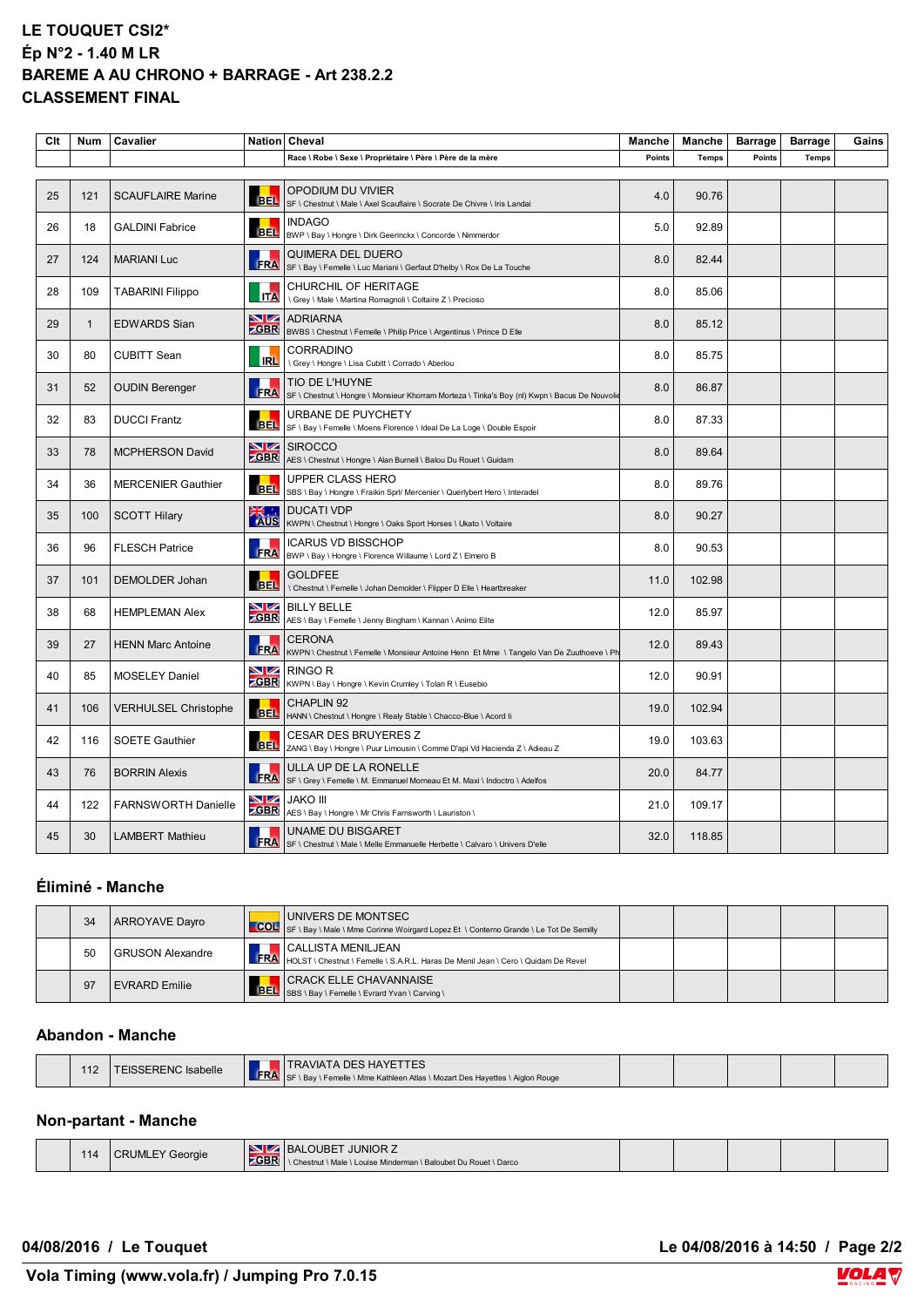# LE TOUQUET CSI2*
# Ép N°2 - 1.40 M LR
# BAREME A AU CHRONO + BARRAGE - Art 238.2.2
# CLASSEMENT FINAL

| Clt | Num | Cavalier | Nation | Cheval<br>Race \ Robe \ Sexe \ Propriétaire \ Père \ Père de la mère | Manche<br>Points | Manche<br>Temps | Barrage<br>Points | Barrage<br>Temps | Gains |
|---|---|---|---|---|---|---|---|---|---|
| 25 | 121 | SCAUFLAIRE Marine | BEL | OPODIUM DU VIVIER<br>SF \ Chestnut \ Male \ Axel Scauflaire \ Socrate De Chivre \ Iris Landai | 4.0 | 90.76 | | | |
| 26 | 18 | GALDINI Fabrice | BEL | INDAGO<br>BWP \ Bay \ Hongre \ Dirk Geerinckx \ Concorde \ Nimmerdor | 5.0 | 92.89 | | | |
| 27 | 124 | MARIANI Luc | FRA | QUIMERA DEL DUERO<br>SF \ Bay \ Femelle \ Luc Mariani \ Gerfaut D'helby \ Rox De La Touche | 8.0 | 82.44 | | | |
| 28 | 109 | TABARINI Filippo | ITA | CHURCHIL OF HERITAGE<br>\ Grey \ Male \ Martina Romagnoli \ Coltaire Z \ Precioso | 8.0 | 85.06 | | | |
| 29 | 1 | EDWARDS Sian | GBR | ADRIARNA<br>BWBS \ Chestnut \ Femelle \ Philip Price \ Argentinus \ Prince D Elle | 8.0 | 85.12 | | | |
| 30 | 80 | CUBITT Sean | IRL | CORRADINO<br>\ Grey \ Hongre \ Lisa Cubitt \ Corrado \ Aberlou | 8.0 | 85.75 | | | |
| 31 | 52 | OUDIN Berenger | FRA | TIO DE L'HUYNE<br>SF \ Chestnut \ Hongre \ Monsieur Khorram Morteza \ Tinka's Boy (nl) Kwpn \ Bacus De Nouvolie | 8.0 | 86.87 | | | |
| 32 | 83 | DUCCI Frantz | BEL | URBANE DE PUYCHETY<br>SF \ Bay \ Femelle \ Moens Florence \ Ideal De La Loge \ Double Espoir | 8.0 | 87.33 | | | |
| 33 | 78 | MCPHERSON David | GBR | SIROCCO<br>AES \ Chestnut \ Hongre \ Alan Burnell \ Balou Du Rouet \ Guidam | 8.0 | 89.64 | | | |
| 34 | 36 | MERCENIER Gauthier | BEL | UPPER CLASS HERO<br>SBS \ Bay \ Hongre \ Fraikin Sprl/ Mercenier \ Querlybert Hero \ Interadel | 8.0 | 89.76 | | | |
| 35 | 100 | SCOTT Hilary | AUS | DUCATI VDP<br>KWPN \ Chestnut \ Hongre \ Oaks Sport Horses \ Ukato \ Voltaire | 8.0 | 90.27 | | | |
| 36 | 96 | FLESCH Patrice | FRA | ICARUS VD BISSCHOP<br>BWP \ Bay \ Hongre \ Florence Willaume \ Lord Z \ Elmero B | 8.0 | 90.53 | | | |
| 37 | 101 | DEMOLDER Johan | BEL | GOLDFEE<br>\ Chestnut \ Femelle \ Johan Demolder \ Flipper D Elle \ Heartbreaker | 11.0 | 102.98 | | | |
| 38 | 68 | HEMPLEMAN Alex | GBR | BILLY BELLE<br>AES \ Bay \ Femelle \ Jenny Bingham \ Kannan \ Animo Elite | 12.0 | 85.97 | | | |
| 39 | 27 | HENN Marc Antoine | FRA | CERONA<br>KWPN \ Chestnut \ Femelle \ Monsieur Antoine Henn Et Mme \ Tangelo Van De Zuuthoeve \ Ph | 12.0 | 89.43 | | | |
| 40 | 85 | MOSELEY Daniel | GBR | RINGO R<br>KWPN \ Bay \ Hongre \ Kevin Crumley \ Tolan R \ Eusebio | 12.0 | 90.91 | | | |
| 41 | 106 | VERHULSEL Christophe | BEL | CHAPLIN 92<br>HANN \ Chestnut \ Hongre \ Realy Stable \ Chacco-Blue \ Acord Ii | 19.0 | 102.94 | | | |
| 42 | 116 | SOETE Gauthier | BEL | CESAR DES BRUYERES Z<br>ZANG \ Bay \ Hongre \ Puur Limousin \ Comme D'api Vd Hacienda Z \ Adieau Z | 19.0 | 103.63 | | | |
| 43 | 76 | BORRIN Alexis | FRA | ULLA UP DE LA RONELLE<br>SF \ Grey \ Femelle \ M. Emmanuel Morneau Et M. Maxi \ Indoctro \ Adelfos | 20.0 | 84.77 | | | |
| 44 | 122 | FARNSWORTH Danielle | GBR | JAKO III<br>AES \ Bay \ Hongre \ Mr Chris Farnsworth \ Lauriston \ | 21.0 | 109.17 | | | |
| 45 | 30 | LAMBERT Mathieu | FRA | UNAME DU BISGARET<br>SF \ Chestnut \ Male \ Melle Emmanuelle Herbette \ Calvaro \ Univers D'elle | 32.0 | 118.85 | | | |

## Éliminé - Manche

| | | | | | | | | | |
|---|---|---|---|---|---|---|---|---|---|
| | 34 | ARROYAVE Dayro | COL | UNIVERS DE MONTSEC<br>SF \ Bay \ Male \ Mme Corinne Woirgard Lopez Et \ Conterno Grande \ Le Tot De Semilly | | | | | |
| | 50 | GRUSON Alexandre | FRA | CALLISTA MENILJEAN<br>HOLST \ Chestnut \ Femelle \ S.A.R.L. Haras De Menil Jean \ Cero \ Quidam De Revel | | | | | |
| | 97 | EVRARD Emilie | BEL | CRACK ELLE CHAVANNAISE<br>SBS \ Bay \ Femelle \ Evrard Yvan \ Carving \ | | | | | |

## Abandon - Manche

| | | | | | | | | | |
|---|---|---|---|---|---|---|---|---|---|
| | 112 | TEISSERENC Isabelle | FRA | TRAVIATA DES HAYETTES<br>SF \ Bay \ Femelle \ Mme Kathleen Atlas \ Mozart Des Hayettes \ Aiglon Rouge | | | | | |

## Non-partant - Manche

| | | | | | | | | | |
|---|---|---|---|---|---|---|---|---|---|
| | 114 | CRUMLEY Georgie | GBR | BALOUBET JUNIOR Z<br>\ Chestnut \ Male \ Louise Minderman \ Baloubet Du Rouet \ Darco | | | | | |

04/08/2016 / Le Touquet — Le 04/08/2016 à 14:50

Vola Timing (www.vola.fr) / Jumping Pro 7.0.15